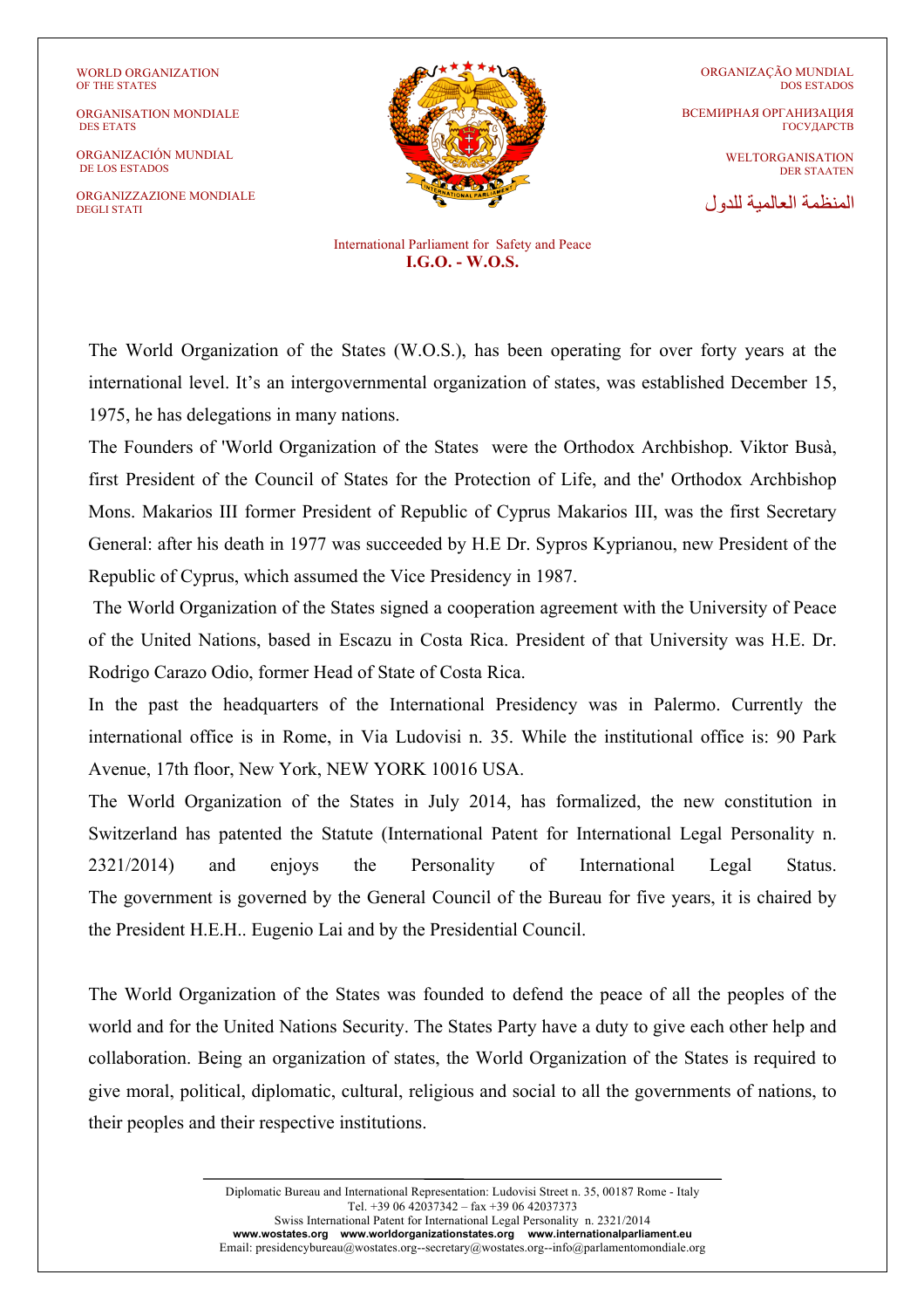WORLD ORGANIZATION
OF THE STATES

ORGANISATION MONDIALE
DES ETATS

ORGANIZACIÓN MUNDIAL
DE LOS ESTADOS

ORGANIZZAZIONE MONDIALE
DEGLI STATI

ORGANIZAÇÃO MUNDIAL
DOS ESTADOS

ВСЕМИРНАЯ ОРГАНИЗАЦИЯ
ГОСУДАРСТВ

WELTORGANISATION
DER STAATEN

المنظمة العالمية للدول

International Parliament for Safety and Peace
**I.G.O. - W.O.S.**

The World Organization of the States (W.O.S.), has been operating for over forty years at the international level. It's an intergovernmental organization of states, was established December 15, 1975, he has delegations in many nations.

The Founders of 'World Organization of the States were the Orthodox Archbishop. Viktor Busà, first President of the Council of States for the Protection of Life, and the' Orthodox Archbishop Mons. Makarios III former President of Republic of Cyprus Makarios III, was the first Secretary General: after his death in 1977 was succeeded by H.E Dr. Sypros Kyprianou, new President of the Republic of Cyprus, which assumed the Vice Presidency in 1987.

The World Organization of the States signed a cooperation agreement with the University of Peace of the United Nations, based in Escazu in Costa Rica. President of that University was H.E. Dr. Rodrigo Carazo Odio, former Head of State of Costa Rica.

In the past the headquarters of the International Presidency was in Palermo. Currently the international office is in Rome, in Via Ludovisi n. 35. While the institutional office is: 90 Park Avenue, 17th floor, New York, NEW YORK 10016 USA.

The World Organization of the States in July 2014, has formalized, the new constitution in Switzerland has patented the Statute (International Patent for International Legal Personality n. 2321/2014) and enjoys the Personality of International Legal Status.
The government is governed by the General Council of the Bureau for five years, it is chaired by the President H.E.H.. Eugenio Lai and by the Presidential Council.

The World Organization of the States was founded to defend the peace of all the peoples of the world and for the United Nations Security. The States Party have a duty to give each other help and collaboration. Being an organization of states, the World Organization of the States is required to give moral, political, diplomatic, cultural, religious and social to all the governments of nations, to their peoples and their respective institutions.

Diplomatic Bureau and International Representation: Ludovisi Street n. 35, 00187 Rome - Italy
Tel. +39 06 42037342 – fax +39 06 42037373
Swiss International Patent for International Legal Personality n. 2321/2014
**www.wostates.org www.worldorganizationstates.org www.internationalparliament.eu**
Email: presidencybureau@wostates.org--secretary@wostates.org--info@parlamentomondiale.org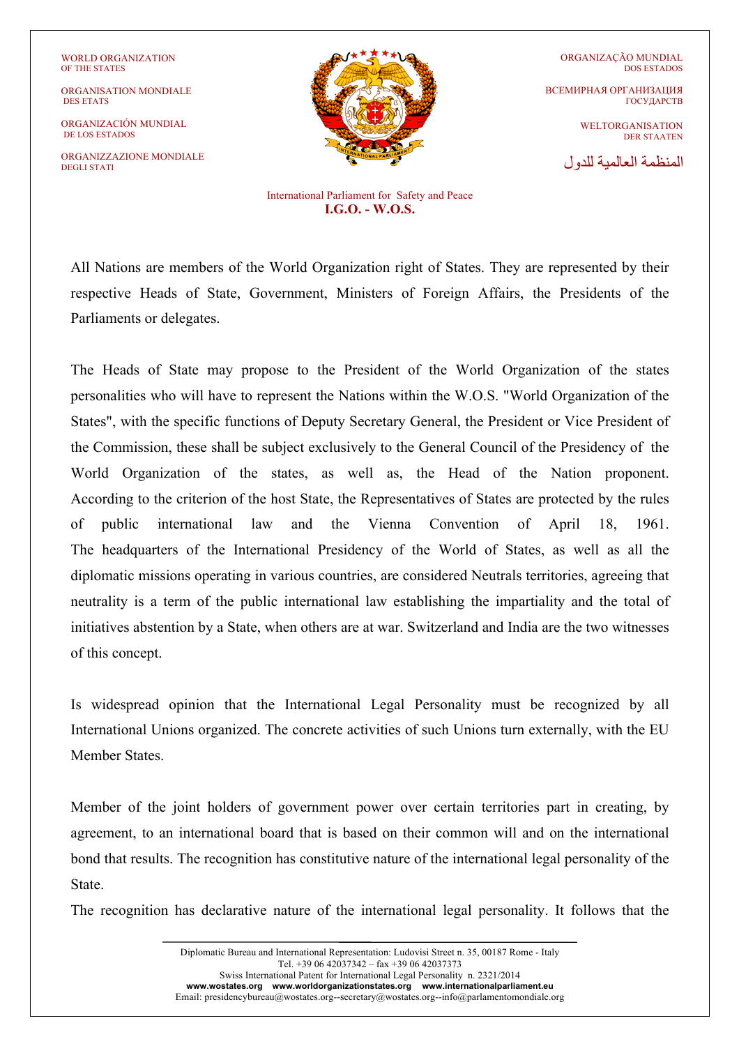All Nations are members of the World Organization right of States. They are represented by their respective Heads of State, Government, Ministers of Foreign Affairs, the Presidents of the Parliaments or delegates.

The Heads of State may propose to the President of the World Organization of the states personalities who will have to represent the Nations within the W.O.S. "World Organization of the States", with the specific functions of Deputy Secretary General, the President or Vice President of the Commission, these shall be subject exclusively to the General Council of the Presidency of the World Organization of the states, as well as, the Head of the Nation proponent. According to the criterion of the host State, the Representatives of States are protected by the rules of public international law and the Vienna Convention of April 18, 1961. The headquarters of the International Presidency of the World of States, as well as all the diplomatic missions operating in various countries, are considered Neutrals territories, agreeing that neutrality is a term of the public international law establishing the impartiality and the total of initiatives abstention by a State, when others are at war. Switzerland and India are the two witnesses of this concept.

Is widespread opinion that the International Legal Personality must be recognized by all International Unions organized. The concrete activities of such Unions turn externally, with the EU Member States.

Member of the joint holders of government power over certain territories part in creating, by agreement, to an international board that is based on their common will and on the international bond that results. The recognition has constitutive nature of the international legal personality of the State.

The recognition has declarative nature of the international legal personality. It follows that the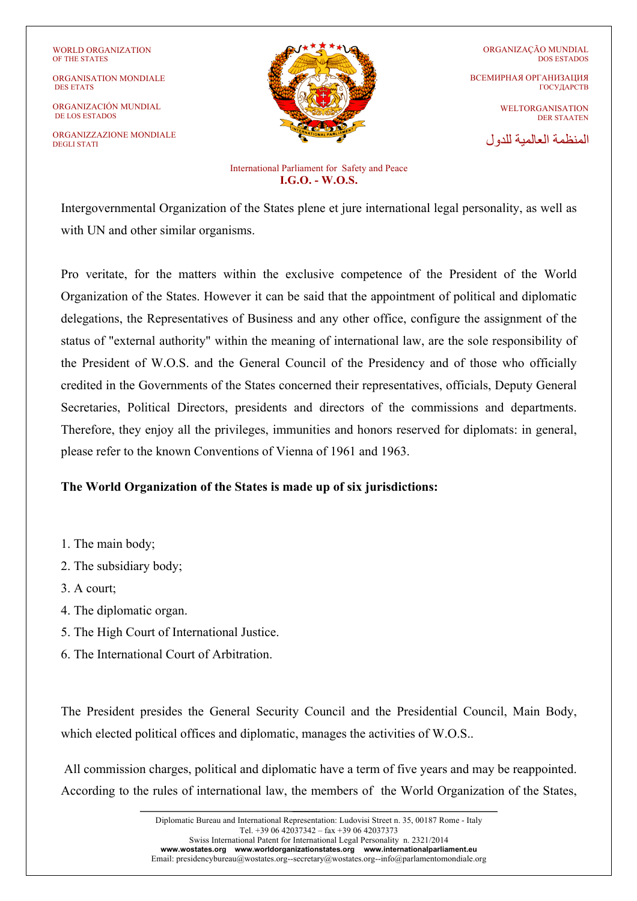Intergovernmental Organization of the States plene et jure international legal personality, as well as with UN and other similar organisms.

Pro veritate, for the matters within the exclusive competence of the President of the World Organization of the States. However it can be said that the appointment of political and diplomatic delegations, the Representatives of Business and any other office, configure the assignment of the status of "external authority" within the meaning of international law, are the sole responsibility of the President of W.O.S. and the General Council of the Presidency and of those who officially credited in the Governments of the States concerned their representatives, officials, Deputy General Secretaries, Political Directors, presidents and directors of the commissions and departments. Therefore, they enjoy all the privileges, immunities and honors reserved for diplomats: in general, please refer to the known Conventions of Vienna of 1961 and 1963.

**The World Organization of the States is made up of six jurisdictions:**

1. The main body;
2. The subsidiary body;
3. A court;
4. The diplomatic organ.
5. The High Court of International Justice.
6. The International Court of Arbitration.

The President presides the General Security Council and the Presidential Council, Main Body, which elected political offices and diplomatic, manages the activities of W.O.S..

All commission charges, political and diplomatic have a term of five years and may be reappointed. According to the rules of international law, the members of the World Organization of the States,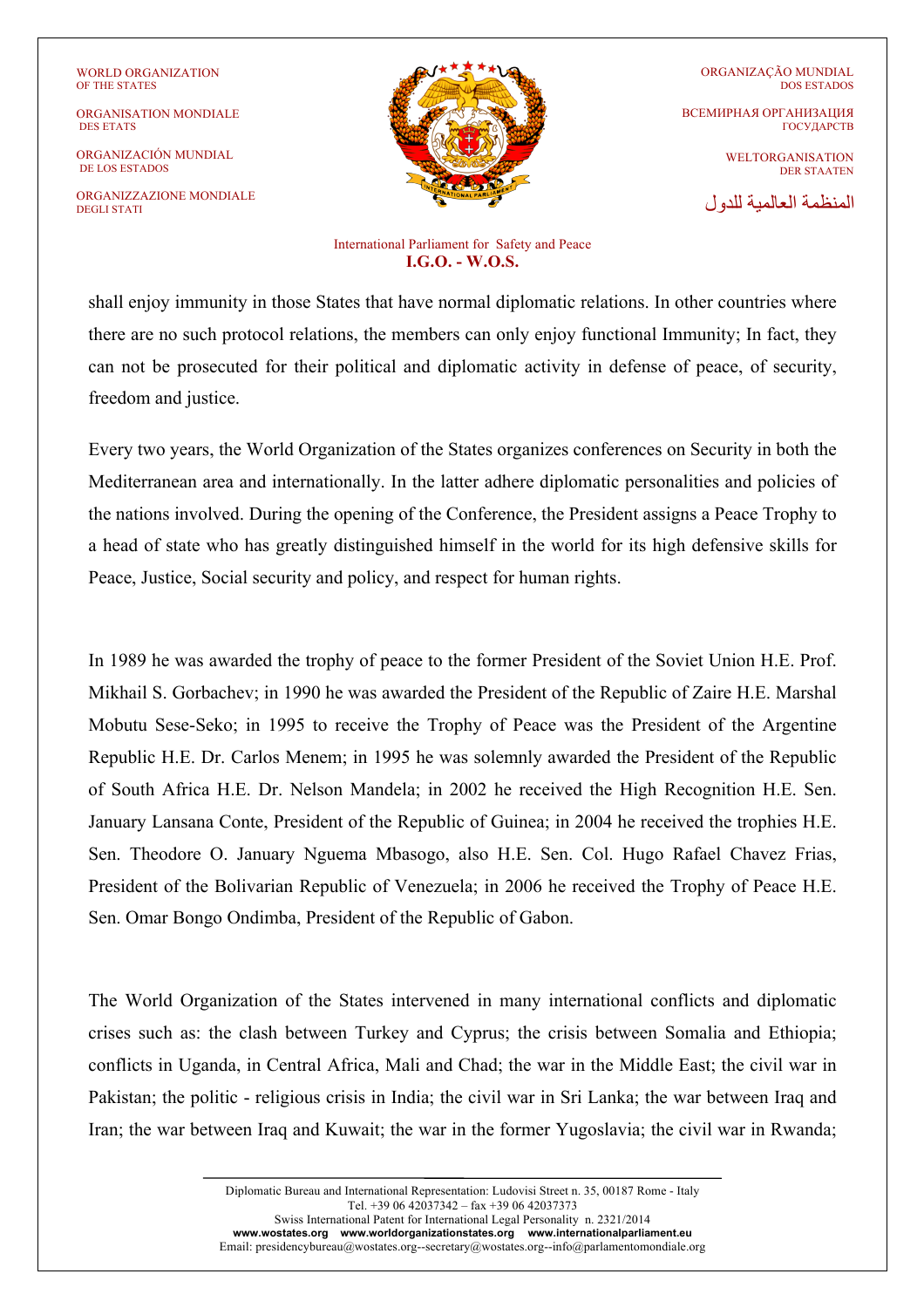shall enjoy immunity in those States that have normal diplomatic relations. In other countries where there are no such protocol relations, the members can only enjoy functional Immunity; In fact, they can not be prosecuted for their political and diplomatic activity in defense of peace, of security, freedom and justice.

Every two years, the World Organization of the States organizes conferences on Security in both the Mediterranean area and internationally. In the latter adhere diplomatic personalities and policies of the nations involved. During the opening of the Conference, the President assigns a Peace Trophy to a head of state who has greatly distinguished himself in the world for its high defensive skills for Peace, Justice, Social security and policy, and respect for human rights.

In 1989 he was awarded the trophy of peace to the former President of the Soviet Union H.E. Prof. Mikhail S. Gorbachev; in 1990 he was awarded the President of the Republic of Zaire H.E. Marshal Mobutu Sese-Seko; in 1995 to receive the Trophy of Peace was the President of the Argentine Republic H.E. Dr. Carlos Menem; in 1995 he was solemnly awarded the President of the Republic of South Africa H.E. Dr. Nelson Mandela; in 2002 he received the High Recognition H.E. Sen. January Lansana Conte, President of the Republic of Guinea; in 2004 he received the trophies H.E. Sen. Theodore O. January Nguema Mbasogo, also H.E. Sen. Col. Hugo Rafael Chavez Frias, President of the Bolivarian Republic of Venezuela; in 2006 he received the Trophy of Peace H.E. Sen. Omar Bongo Ondimba, President of the Republic of Gabon.

The World Organization of the States intervened in many international conflicts and diplomatic crises such as: the clash between Turkey and Cyprus; the crisis between Somalia and Ethiopia; conflicts in Uganda, in Central Africa, Mali and Chad; the war in the Middle East; the civil war in Pakistan; the politic - religious crisis in India; the civil war in Sri Lanka; the war between Iraq and Iran; the war between Iraq and Kuwait; the war in the former Yugoslavia; the civil war in Rwanda;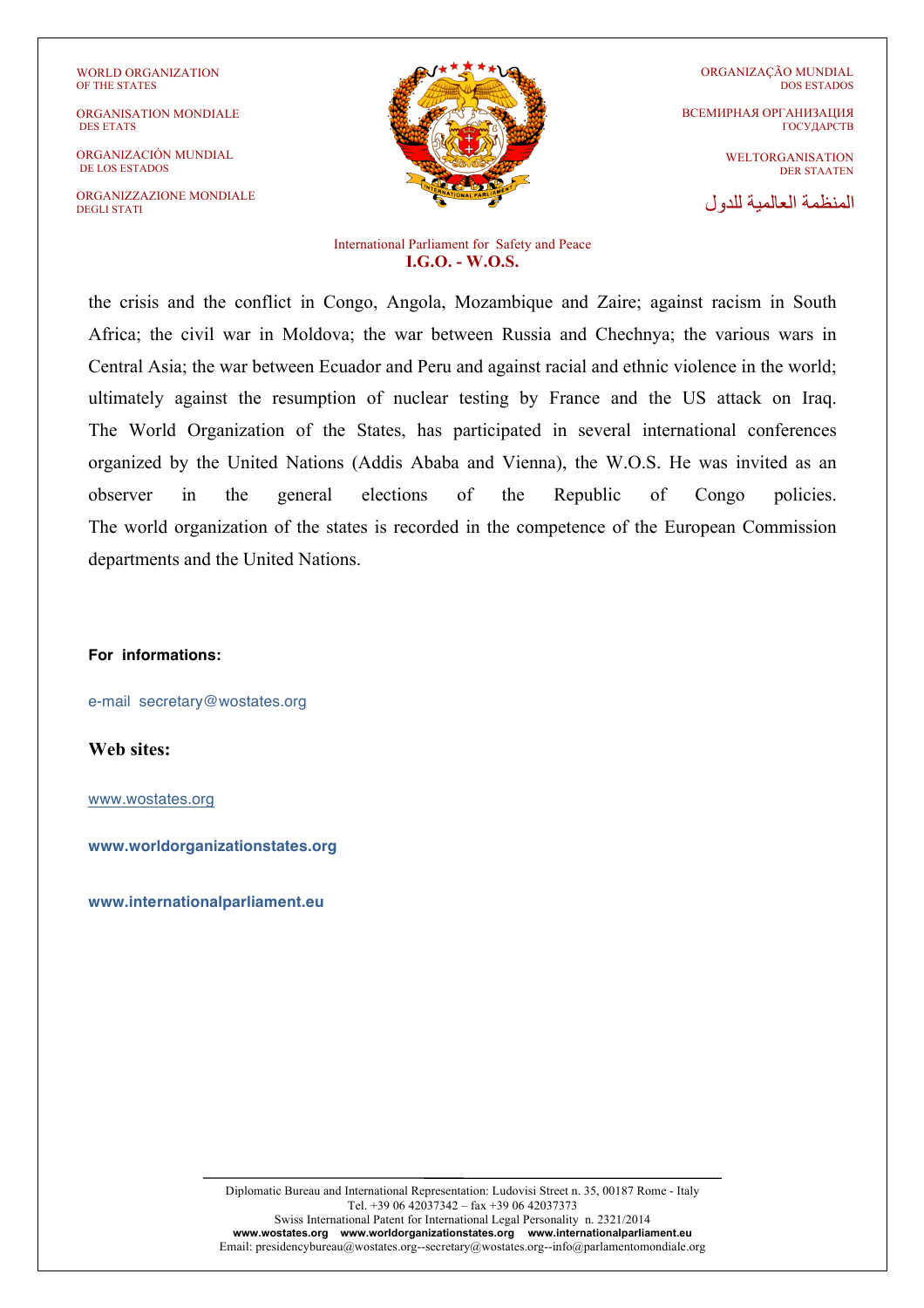the crisis and the conflict in Congo, Angola, Mozambique and Zaire; against racism in South Africa; the civil war in Moldova; the war between Russia and Chechnya; the various wars in Central Asia; the war between Ecuador and Peru and against racial and ethnic violence in the world; ultimately against the resumption of nuclear testing by France and the US attack on Iraq. The World Organization of the States, has participated in several international conferences organized by the United Nations (Addis Ababa and Vienna), the W.O.S. He was invited as an observer in the general elections of the Republic of Congo policies. The world organization of the states is recorded in the competence of the European Commission departments and the United Nations.

**For informations:**

e-mail secretary@wostates.org

**Web sites:**

www.wostates.org

**www.worldorganizationstates.org**

**www.internationalparliament.eu**